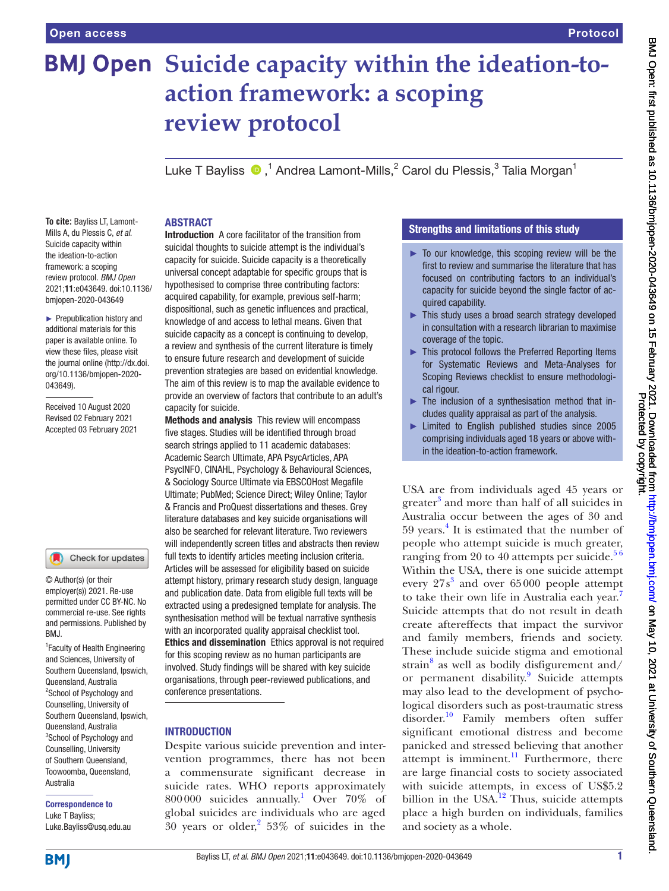# Suicide capacity within the ideation-to-action framework: a scoping review protocol

Luke T Bayliss [1], Andrea Lamont-Mills [2], Carol du Plessis [3], Talia Morgan [1]

**To cite:** Bayliss LT, Lamont-Mills A, du Plessis C, *et al*. Suicide capacity within the ideation-to-action framework: a scoping review protocol. *BMJ Open* 2021;**11**:e043649. doi:10.1136/bmjopen-2020-043649

► Prepublication history and additional materials for this paper is available online. To view these files, please visit the journal online (http://dx.doi.org/10.1136/bmjopen-2020-043649).

Received 10 August 2020
Revised 02 February 2021
Accepted 03 February 2021

© Author(s) (or their employer(s)) 2021. Re-use permitted under CC BY-NC. No commercial re-use. See rights and permissions. Published by BMJ.

[1] Faculty of Health Engineering and Sciences, University of Southern Queensland, Ipswich, Queensland, Australia
[2] School of Psychology and Counselling, University of Southern Queensland, Ipswich, Queensland, Australia
[3] School of Psychology and Counselling, University of Southern Queensland, Toowoomba, Queensland, Australia

**Correspondence to**
Luke T Bayliss;
Luke.Bayliss@usq.edu.au

## ABSTRACT

**Introduction** A core facilitator of the transition from suicidal thoughts to suicide attempt is the individual's capacity for suicide. Suicide capacity is a theoretically universal concept adaptable for specific groups that is hypothesised to comprise three contributing factors: acquired capability, for example, previous self-harm; dispositional, such as genetic influences and practical, knowledge of and access to lethal means. Given that suicide capacity as a concept is continuing to develop, a review and synthesis of the current literature is timely to ensure future research and development of suicide prevention strategies are based on evidential knowledge. The aim of this review is to map the available evidence to provide an overview of factors that contribute to an adult's capacity for suicide.

**Methods and analysis** This review will encompass five stages. Studies will be identified through broad search strings applied to 11 academic databases: Academic Search Ultimate, APA PsycArticles, APA PsycINFO, CINAHL, Psychology & Behavioural Sciences, & Sociology Source Ultimate via EBSCOHost Megafile Ultimate; PubMed; Science Direct; Wiley Online; Taylor & Francis and ProQuest dissertations and theses. Grey literature databases and key suicide organisations will also be searched for relevant literature. Two reviewers will independently screen titles and abstracts then review full texts to identify articles meeting inclusion criteria. Articles will be assessed for eligibility based on suicide attempt history, primary research study design, language and publication date. Data from eligible full texts will be extracted using a predesigned template for analysis. The synthesisation method will be textual narrative synthesis with an incorporated quality appraisal checklist tool.

**Ethics and dissemination** Ethics approval is not required for this scoping review as no human participants are involved. Study findings will be shared with key suicide organisations, through peer-reviewed publications, and conference presentations.

## Strengths and limitations of this study

- To our knowledge, this scoping review will be the first to review and summarise the literature that has focused on contributing factors to an individual's capacity for suicide beyond the single factor of acquired capability.
- This study uses a broad search strategy developed in consultation with a research librarian to maximise coverage of the topic.
- This protocol follows the Preferred Reporting Items for Systematic Reviews and Meta-Analyses for Scoping Reviews checklist to ensure methodological rigour.
- The inclusion of a synthesisation method that includes quality appraisal as part of the analysis.
- Limited to English published studies since 2005 comprising individuals aged 18 years or above within the ideation-to-action framework.

## INTRODUCTION

Despite various suicide prevention and intervention programmes, there has not been a commensurate significant decrease in suicide rates. WHO reports approximately 800 000 suicides annually.[1] Over 70% of global suicides are individuals who are aged 30 years or older,[2] 53% of suicides in the USA are from individuals aged 45 years or greater[3] and more than half of all suicides in Australia occur between the ages of 30 and 59 years.[4] It is estimated that the number of people who attempt suicide is much greater, ranging from 20 to 40 attempts per suicide.[5,6] Within the USA, there is one suicide attempt every 27s[3] and over 65 000 people attempt to take their own life in Australia each year.[7] Suicide attempts that do not result in death create aftereffects that impact the survivor and family members, friends and society. These include suicide stigma and emotional strain[8] as well as bodily disfigurement and/or permanent disability.[9] Suicide attempts may also lead to the development of psychological disorders such as post-traumatic stress disorder.[10] Family members often suffer significant emotional distress and become panicked and stressed believing that another attempt is imminent.[11] Furthermore, there are large financial costs to society associated with suicide attempts, in excess of US$5.2 billion in the USA.[12] Thus, suicide attempts place a high burden on individuals, families and society as a whole.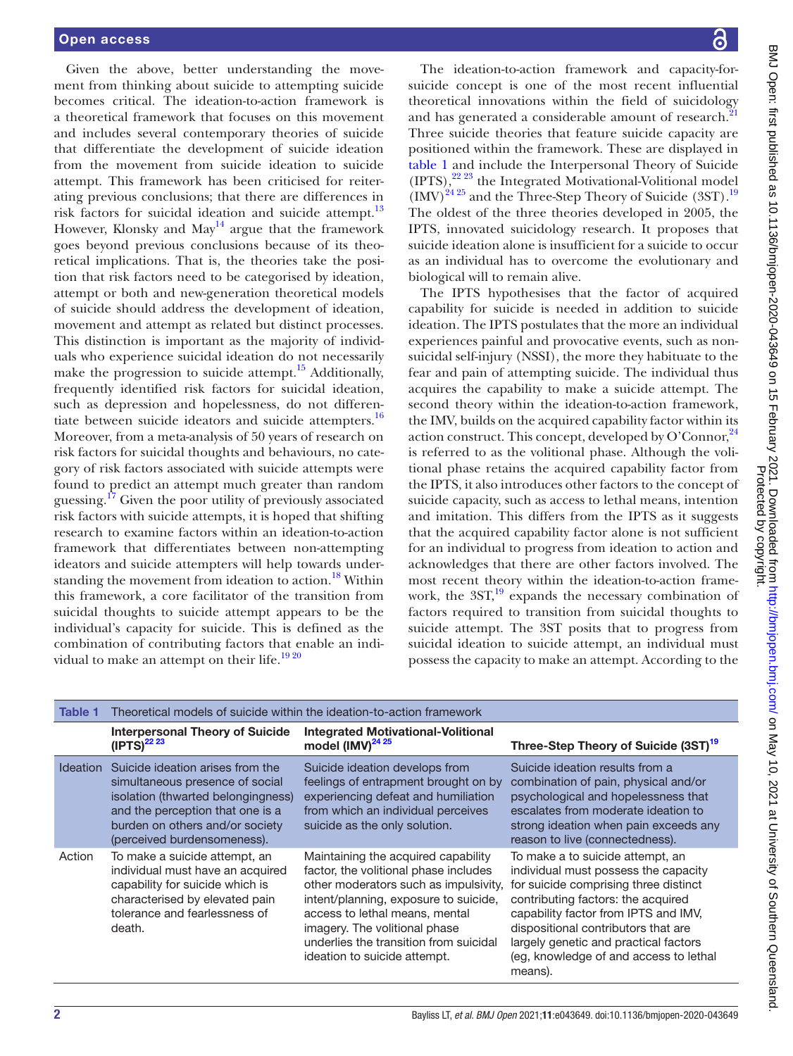Given the above, better understanding the movement from thinking about suicide to attempting suicide becomes critical. The ideation-to-action framework is a theoretical framework that focuses on this movement and includes several contemporary theories of suicide that differentiate the development of suicide ideation from the movement from suicide ideation to suicide attempt. This framework has been criticised for reiterating previous conclusions; that there are differences in risk factors for suicidal ideation and suicide attempt.[13] However, Klonsky and May[14] argue that the framework goes beyond previous conclusions because of its theoretical implications. That is, the theories take the position that risk factors need to be categorised by ideation, attempt or both and new-generation theoretical models of suicide should address the development of ideation, movement and attempt as related but distinct processes. This distinction is important as the majority of individuals who experience suicidal ideation do not necessarily make the progression to suicide attempt.[15] Additionally, frequently identified risk factors for suicidal ideation, such as depression and hopelessness, do not differentiate between suicide ideators and suicide attempters.[16] Moreover, from a meta-analysis of 50 years of research on risk factors for suicidal thoughts and behaviours, no category of risk factors associated with suicide attempts were found to predict an attempt much greater than random guessing.[17] Given the poor utility of previously associated risk factors with suicide attempts, it is hoped that shifting research to examine factors within an ideation-to-action framework that differentiates between non-attempting ideators and suicide attempters will help towards understanding the movement from ideation to action.[18] Within this framework, a core facilitator of the transition from suicidal thoughts to suicide attempt appears to be the individual's capacity for suicide. This is defined as the combination of contributing factors that enable an individual to make an attempt on their life.[19 20]

The ideation-to-action framework and capacity-for-suicide concept is one of the most recent influential theoretical innovations within the field of suicidology and has generated a considerable amount of research.[21] Three suicide theories that feature suicide capacity are positioned within the framework. These are displayed in table 1 and include the Interpersonal Theory of Suicide (IPTS),[22 23] the Integrated Motivational-Volitional model (IMV)[24 25] and the Three-Step Theory of Suicide (3ST).[19] The oldest of the three theories developed in 2005, the IPTS, innovated suicidology research. It proposes that suicide ideation alone is insufficient for a suicide to occur as an individual has to overcome the evolutionary and biological will to remain alive.

The IPTS hypothesises that the factor of acquired capability for suicide is needed in addition to suicide ideation. The IPTS postulates that the more an individual experiences painful and provocative events, such as non-suicidal self-injury (NSSI), the more they habituate to the fear and pain of attempting suicide. The individual thus acquires the capability to make a suicide attempt. The second theory within the ideation-to-action framework, the IMV, builds on the acquired capability factor within its action construct. This concept, developed by O'Connor,[24] is referred to as the volitional phase. Although the volitional phase retains the acquired capability factor from the IPTS, it also introduces other factors to the concept of suicide capacity, such as access to lethal means, intention and imitation. This differs from the IPTS as it suggests that the acquired capability factor alone is not sufficient for an individual to progress from ideation to action and acknowledges that there are other factors involved. The most recent theory within the ideation-to-action framework, the 3ST,[19] expands the necessary combination of factors required to transition from suicidal thoughts to suicide attempt. The 3ST posits that to progress from suicidal ideation to suicide attempt, an individual must possess the capacity to make an attempt. According to the

**Table 1** Theoretical models of suicide within the ideation-to-action framework

| | Interpersonal Theory of Suicide (IPTS)[22 23] | Integrated Motivational-Volitional model (IMV)[24 25] | Three-Step Theory of Suicide (3ST)[19] |
|---|---|---|---|
| Ideation | Suicide ideation arises from the simultaneous presence of social isolation (thwarted belongingness) and the perception that one is a burden on others and/or society (perceived burdensomeness). | Suicide ideation develops from feelings of entrapment brought on by experiencing defeat and humiliation from which an individual perceives suicide as the only solution. | Suicide ideation results from a combination of pain, physical and/or psychological and hopelessness that escalates from moderate ideation to strong ideation when pain exceeds any reason to live (connectedness). |
| Action | To make a suicide attempt, an individual must have an acquired capability for suicide which is characterised by elevated pain tolerance and fearlessness of death. | Maintaining the acquired capability factor, the volitional phase includes other moderators such as impulsivity, intent/planning, exposure to suicide, access to lethal means, mental imagery. The volitional phase underlies the transition from suicidal ideation to suicide attempt. | To make a to suicide attempt, an individual must possess the capacity for suicide comprising three distinct contributing factors: the acquired capability factor from IPTS and IMV, dispositional contributors that are largely genetic and practical factors (eg, knowledge of and access to lethal means). |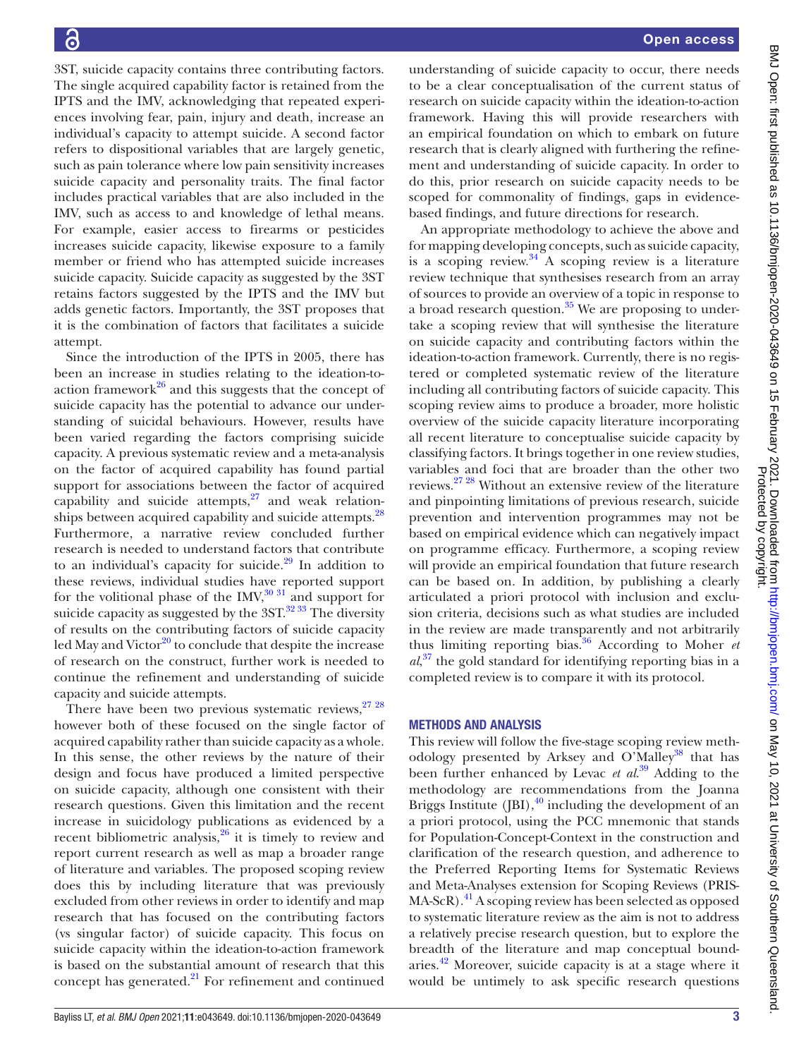3ST, suicide capacity contains three contributing factors. The single acquired capability factor is retained from the IPTS and the IMV, acknowledging that repeated experiences involving fear, pain, injury and death, increase an individual's capacity to attempt suicide. A second factor refers to dispositional variables that are largely genetic, such as pain tolerance where low pain sensitivity increases suicide capacity and personality traits. The final factor includes practical variables that are also included in the IMV, such as access to and knowledge of lethal means. For example, easier access to firearms or pesticides increases suicide capacity, likewise exposure to a family member or friend who has attempted suicide increases suicide capacity. Suicide capacity as suggested by the 3ST retains factors suggested by the IPTS and the IMV but adds genetic factors. Importantly, the 3ST proposes that it is the combination of factors that facilitates a suicide attempt.

Since the introduction of the IPTS in 2005, there has been an increase in studies relating to the ideation-to-action framework[26] and this suggests that the concept of suicide capacity has the potential to advance our understanding of suicidal behaviours. However, results have been varied regarding the factors comprising suicide capacity. A previous systematic review and a meta-analysis on the factor of acquired capability has found partial support for associations between the factor of acquired capability and suicide attempts,[27] and weak relationships between acquired capability and suicide attempts.[28] Furthermore, a narrative review concluded further research is needed to understand factors that contribute to an individual's capacity for suicide.[29] In addition to these reviews, individual studies have reported support for the volitional phase of the IMV,[30 31] and support for suicide capacity as suggested by the 3ST.[32 33] The diversity of results on the contributing factors of suicide capacity led May and Victor[20] to conclude that despite the increase of research on the construct, further work is needed to continue the refinement and understanding of suicide capacity and suicide attempts.

There have been two previous systematic reviews,[27 28] however both of these focused on the single factor of acquired capability rather than suicide capacity as a whole. In this sense, the other reviews by the nature of their design and focus have produced a limited perspective on suicide capacity, although one consistent with their research questions. Given this limitation and the recent increase in suicidology publications as evidenced by a recent bibliometric analysis,[26] it is timely to review and report current research as well as map a broader range of literature and variables. The proposed scoping review does this by including literature that was previously excluded from other reviews in order to identify and map research that has focused on the contributing factors (vs singular factor) of suicide capacity. This focus on suicide capacity within the ideation-to-action framework is based on the substantial amount of research that this concept has generated.[21] For refinement and continued understanding of suicide capacity to occur, there needs to be a clear conceptualisation of the current status of research on suicide capacity within the ideation-to-action framework. Having this will provide researchers with an empirical foundation on which to embark on future research that is clearly aligned with furthering the refinement and understanding of suicide capacity. In order to do this, prior research on suicide capacity needs to be scoped for commonality of findings, gaps in evidence-based findings, and future directions for research.

An appropriate methodology to achieve the above and for mapping developing concepts, such as suicide capacity, is a scoping review.[34] A scoping review is a literature review technique that synthesises research from an array of sources to provide an overview of a topic in response to a broad research question.[35] We are proposing to undertake a scoping review that will synthesise the literature on suicide capacity and contributing factors within the ideation-to-action framework. Currently, there is no registered or completed systematic review of the literature including all contributing factors of suicide capacity. This scoping review aims to produce a broader, more holistic overview of the suicide capacity literature incorporating all recent literature to conceptualise suicide capacity by classifying factors. It brings together in one review studies, variables and foci that are broader than the other two reviews.[27 28] Without an extensive review of the literature and pinpointing limitations of previous research, suicide prevention and intervention programmes may not be based on empirical evidence which can negatively impact on programme efficacy. Furthermore, a scoping review will provide an empirical foundation that future research can be based on. In addition, by publishing a clearly articulated a priori protocol with inclusion and exclusion criteria, decisions such as what studies are included in the review are made transparently and not arbitrarily thus limiting reporting bias.[36] According to Moher *et al*,[37] the gold standard for identifying reporting bias in a completed review is to compare it with its protocol.

## METHODS AND ANALYSIS

This review will follow the five-stage scoping review methodology presented by Arksey and O'Malley[38] that has been further enhanced by Levac *et al*.[39] Adding to the methodology are recommendations from the Joanna Briggs Institute (JBI),[40] including the development of an a priori protocol, using the PCC mnemonic that stands for Population-Concept-Context in the construction and clarification of the research question, and adherence to the Preferred Reporting Items for Systematic Reviews and Meta-Analyses extension for Scoping Reviews (PRISMA-ScR).[41] A scoping review has been selected as opposed to systematic literature review as the aim is not to address a relatively precise research question, but to explore the breadth of the literature and map conceptual boundaries.[42] Moreover, suicide capacity is at a stage where it would be untimely to ask specific research questions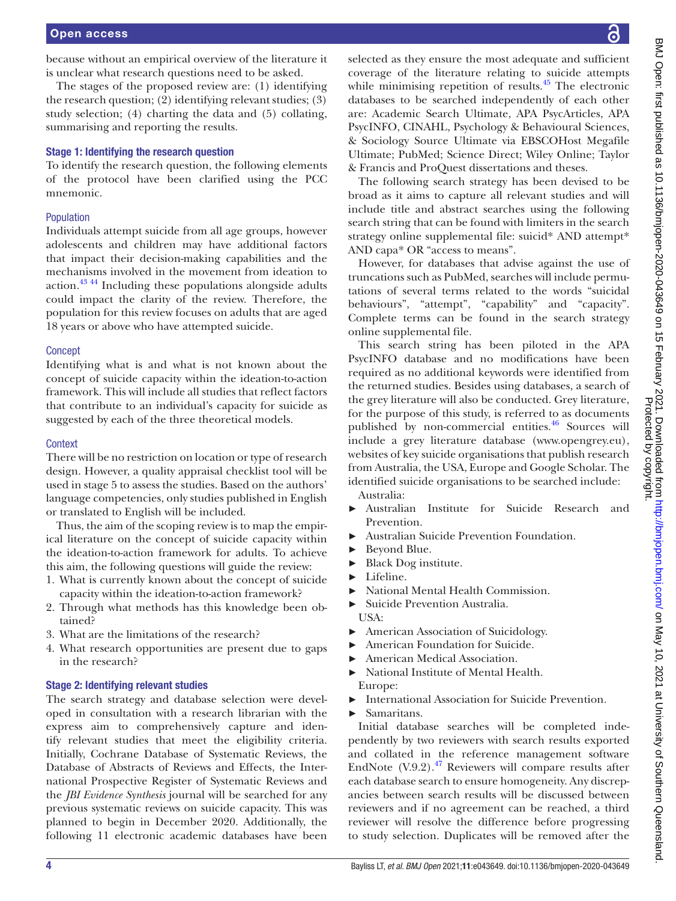because without an empirical overview of the literature it is unclear what research questions need to be asked.

The stages of the proposed review are: (1) identifying the research question; (2) identifying relevant studies; (3) study selection; (4) charting the data and (5) collating, summarising and reporting the results.

## Stage 1: Identifying the research question

To identify the research question, the following elements of the protocol have been clarified using the PCC mnemonic.

### Population

Individuals attempt suicide from all age groups, however adolescents and children may have additional factors that impact their decision-making capabilities and the mechanisms involved in the movement from ideation to action.[43 44] Including these populations alongside adults could impact the clarity of the review. Therefore, the population for this review focuses on adults that are aged 18 years or above who have attempted suicide.

### Concept

Identifying what is and what is not known about the concept of suicide capacity within the ideation-to-action framework. This will include all studies that reflect factors that contribute to an individual's capacity for suicide as suggested by each of the three theoretical models.

### Context

There will be no restriction on location or type of research design. However, a quality appraisal checklist tool will be used in stage 5 to assess the studies. Based on the authors' language competencies, only studies published in English or translated to English will be included.

Thus, the aim of the scoping review is to map the empirical literature on the concept of suicide capacity within the ideation-to-action framework for adults. To achieve this aim, the following questions will guide the review:

1. What is currently known about the concept of suicide capacity within the ideation-to-action framework?
2. Through what methods has this knowledge been obtained?
3. What are the limitations of the research?
4. What research opportunities are present due to gaps in the research?

## Stage 2: Identifying relevant studies

The search strategy and database selection were developed in consultation with a research librarian with the express aim to comprehensively capture and identify relevant studies that meet the eligibility criteria. Initially, Cochrane Database of Systematic Reviews, the Database of Abstracts of Reviews and Effects, the International Prospective Register of Systematic Reviews and the *JBI Evidence Synthesis* journal will be searched for any previous systematic reviews on suicide capacity. This was planned to begin in December 2020. Additionally, the following 11 electronic academic databases have been selected as they ensure the most adequate and sufficient coverage of the literature relating to suicide attempts while minimising repetition of results.[45] The electronic databases to be searched independently of each other are: Academic Search Ultimate, APA PsycArticles, APA PsycINFO, CINAHL, Psychology & Behavioural Sciences, & Sociology Source Ultimate via EBSCOHost Megafile Ultimate; PubMed; Science Direct; Wiley Online; Taylor & Francis and ProQuest dissertations and theses.

The following search strategy has been devised to be broad as it aims to capture all relevant studies and will include title and abstract searches using the following search string that can be found with limiters in the search strategy online supplemental file: suicid* AND attempt* AND capa* OR "access to means".

However, for databases that advise against the use of truncations such as PubMed, searches will include permutations of several terms related to the words "suicidal behaviours", "attempt", "capability" and "capacity". Complete terms can be found in the search strategy online supplemental file.

This search string has been piloted in the APA PsycINFO database and no modifications have been required as no additional keywords were identified from the returned studies. Besides using databases, a search of the grey literature will also be conducted. Grey literature, for the purpose of this study, is referred to as documents published by non-commercial entities.[46] Sources will include a grey literature database (www.opengrey.eu), websites of key suicide organisations that publish research from Australia, the USA, Europe and Google Scholar. The identified suicide organisations to be searched include:

Australia:

- Australian Institute for Suicide Research and Prevention.
- Australian Suicide Prevention Foundation.
- Beyond Blue.
- Black Dog institute.
- Lifeline.
- National Mental Health Commission.
- Suicide Prevention Australia.

USA:

- American Association of Suicidology.
- American Foundation for Suicide.
- American Medical Association.
- National Institute of Mental Health.

Europe:

- International Association for Suicide Prevention.
- Samaritans.

Initial database searches will be completed independently by two reviewers with search results exported and collated in the reference management software EndNote (V.9.2).[47] Reviewers will compare results after each database search to ensure homogeneity. Any discrepancies between search results will be discussed between reviewers and if no agreement can be reached, a third reviewer will resolve the difference before progressing to study selection. Duplicates will be removed after the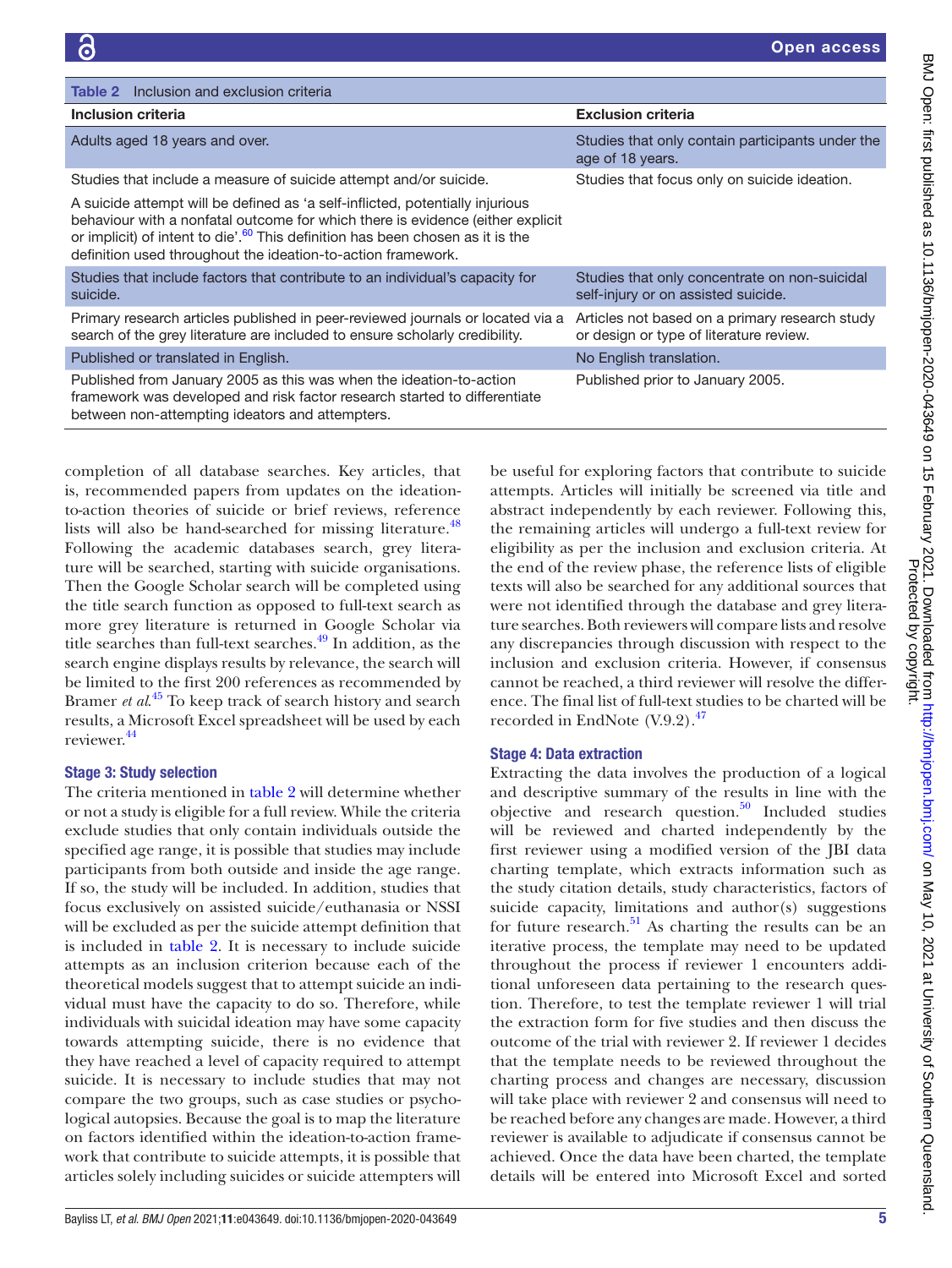Table 2 Inclusion and exclusion criteria

| Inclusion criteria | Exclusion criteria |
|---|---|
| Adults aged 18 years and over. | Studies that only contain participants under the age of 18 years. |
| Studies that include a measure of suicide attempt and/or suicide.<br><br>A suicide attempt will be defined as 'a self-inflicted, potentially injurious behaviour with a nonfatal outcome for which there is evidence (either explicit or implicit) of intent to die'.[60] This definition has been chosen as it is the definition used throughout the ideation-to-action framework. | Studies that focus only on suicide ideation. |
| Studies that include factors that contribute to an individual's capacity for suicide. | Studies that only concentrate on non-suicidal self-injury or on assisted suicide. |
| Primary research articles published in peer-reviewed journals or located via a search of the grey literature are included to ensure scholarly credibility. | Articles not based on a primary research study or design or type of literature review. |
| Published or translated in English. | No English translation. |
| Published from January 2005 as this was when the ideation-to-action framework was developed and risk factor research started to differentiate between non-attempting ideators and attempters. | Published prior to January 2005. |

completion of all database searches. Key articles, that is, recommended papers from updates on the ideation-to-action theories of suicide or brief reviews, reference lists will also be hand-searched for missing literature.[48] Following the academic databases search, grey literature will be searched, starting with suicide organisations. Then the Google Scholar search will be completed using the title search function as opposed to full-text search as more grey literature is returned in Google Scholar via title searches than full-text searches.[49] In addition, as the search engine displays results by relevance, the search will be limited to the first 200 references as recommended by Bramer *et al*.[45] To keep track of search history and search results, a Microsoft Excel spreadsheet will be used by each reviewer.[44]

### Stage 3: Study selection

The criteria mentioned in table 2 will determine whether or not a study is eligible for a full review. While the criteria exclude studies that only contain individuals outside the specified age range, it is possible that studies may include participants from both outside and inside the age range. If so, the study will be included. In addition, studies that focus exclusively on assisted suicide/euthanasia or NSSI will be excluded as per the suicide attempt definition that is included in table 2. It is necessary to include suicide attempts as an inclusion criterion because each of the theoretical models suggest that to attempt suicide an individual must have the capacity to do so. Therefore, while individuals with suicidal ideation may have some capacity towards attempting suicide, there is no evidence that they have reached a level of capacity required to attempt suicide. It is necessary to include studies that may not compare the two groups, such as case studies or psychological autopsies. Because the goal is to map the literature on factors identified within the ideation-to-action framework that contribute to suicide attempts, it is possible that articles solely including suicides or suicide attempters will be useful for exploring factors that contribute to suicide attempts. Articles will initially be screened via title and abstract independently by each reviewer. Following this, the remaining articles will undergo a full-text review for eligibility as per the inclusion and exclusion criteria. At the end of the review phase, the reference lists of eligible texts will also be searched for any additional sources that were not identified through the database and grey literature searches. Both reviewers will compare lists and resolve any discrepancies through discussion with respect to the inclusion and exclusion criteria. However, if consensus cannot be reached, a third reviewer will resolve the difference. The final list of full-text studies to be charted will be recorded in EndNote (V.9.2).[47]

### Stage 4: Data extraction

Extracting the data involves the production of a logical and descriptive summary of the results in line with the objective and research question.[50] Included studies will be reviewed and charted independently by the first reviewer using a modified version of the JBI data charting template, which extracts information such as the study citation details, study characteristics, factors of suicide capacity, limitations and author(s) suggestions for future research.[51] As charting the results can be an iterative process, the template may need to be updated throughout the process if reviewer 1 encounters additional unforeseen data pertaining to the research question. Therefore, to test the template reviewer 1 will trial the extraction form for five studies and then discuss the outcome of the trial with reviewer 2. If reviewer 1 decides that the template needs to be reviewed throughout the charting process and changes are necessary, discussion will take place with reviewer 2 and consensus will need to be reached before any changes are made. However, a third reviewer is available to adjudicate if consensus cannot be achieved. Once the data have been charted, the template details will be entered into Microsoft Excel and sorted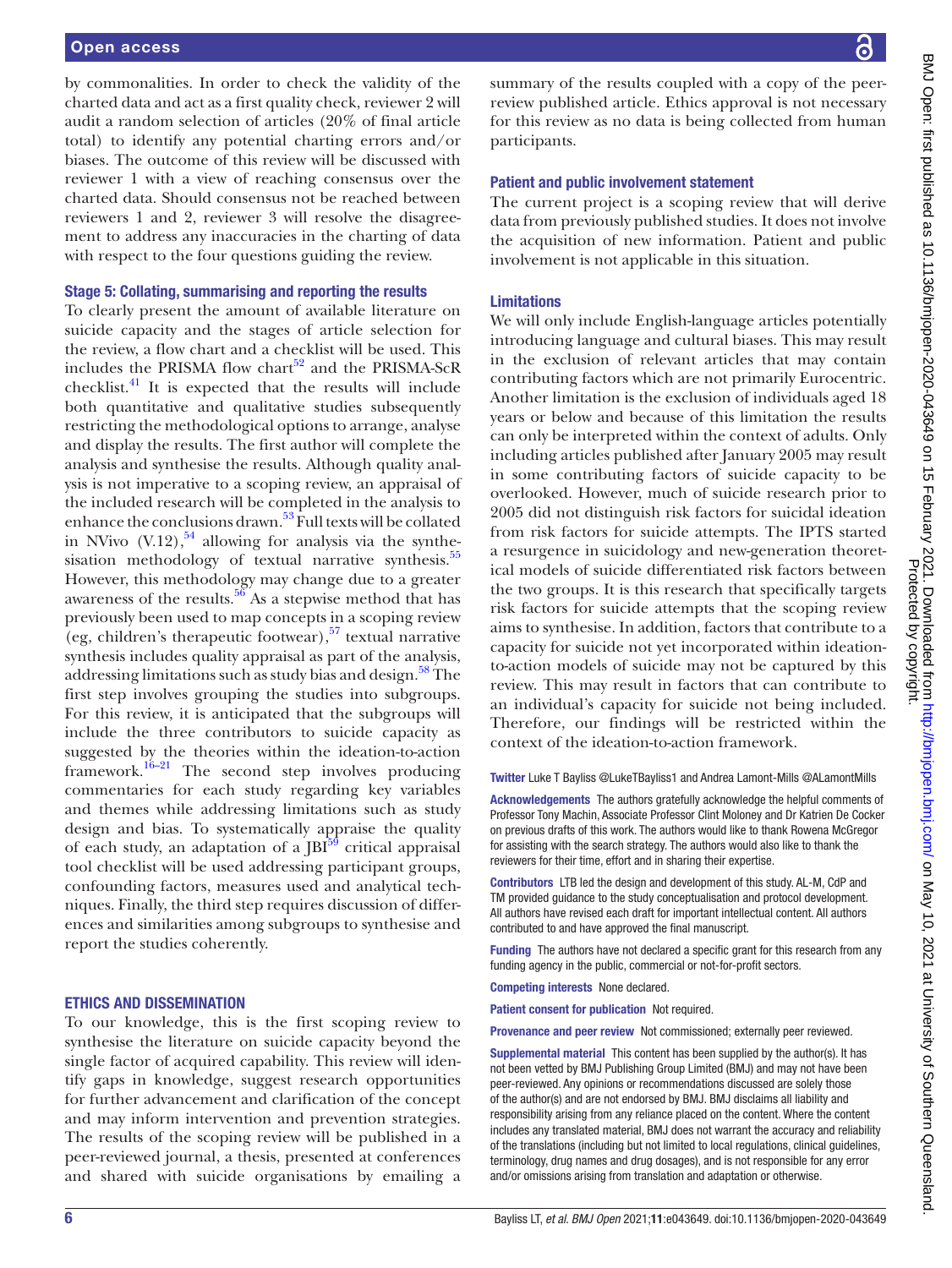by commonalities. In order to check the validity of the charted data and act as a first quality check, reviewer 2 will audit a random selection of articles (20% of final article total) to identify any potential charting errors and/or biases. The outcome of this review will be discussed with reviewer 1 with a view of reaching consensus over the charted data. Should consensus not be reached between reviewers 1 and 2, reviewer 3 will resolve the disagreement to address any inaccuracies in the charting of data with respect to the four questions guiding the review.

### Stage 5: Collating, summarising and reporting the results

To clearly present the amount of available literature on suicide capacity and the stages of article selection for the review, a flow chart and a checklist will be used. This includes the PRISMA flow chart[52] and the PRISMA-ScR checklist.[41] It is expected that the results will include both quantitative and qualitative studies subsequently restricting the methodological options to arrange, analyse and display the results. The first author will complete the analysis and synthesise the results. Although quality analysis is not imperative to a scoping review, an appraisal of the included research will be completed in the analysis to enhance the conclusions drawn.[53] Full texts will be collated in NVivo (V.12),[54] allowing for analysis via the synthesisation methodology of textual narrative synthesis.[55] However, this methodology may change due to a greater awareness of the results.[56] As a stepwise method that has previously been used to map concepts in a scoping review (eg, children's therapeutic footwear),[57] textual narrative synthesis includes quality appraisal as part of the analysis, addressing limitations such as study bias and design.[58] The first step involves grouping the studies into subgroups. For this review, it is anticipated that the subgroups will include the three contributors to suicide capacity as suggested by the theories within the ideation-to-action framework.[16–21] The second step involves producing commentaries for each study regarding key variables and themes while addressing limitations such as study design and bias. To systematically appraise the quality of each study, an adaptation of a JBI[59] critical appraisal tool checklist will be used addressing participant groups, confounding factors, measures used and analytical techniques. Finally, the third step requires discussion of differences and similarities among subgroups to synthesise and report the studies coherently.

## ETHICS AND DISSEMINATION

To our knowledge, this is the first scoping review to synthesise the literature on suicide capacity beyond the single factor of acquired capability. This review will identify gaps in knowledge, suggest research opportunities for further advancement and clarification of the concept and may inform intervention and prevention strategies. The results of the scoping review will be published in a peer-reviewed journal, a thesis, presented at conferences and shared with suicide organisations by emailing a summary of the results coupled with a copy of the peer-review published article. Ethics approval is not necessary for this review as no data is being collected from human participants.

### Patient and public involvement statement

The current project is a scoping review that will derive data from previously published studies. It does not involve the acquisition of new information. Patient and public involvement is not applicable in this situation.

### Limitations

We will only include English-language articles potentially introducing language and cultural biases. This may result in the exclusion of relevant articles that may contain contributing factors which are not primarily Eurocentric. Another limitation is the exclusion of individuals aged 18 years or below and because of this limitation the results can only be interpreted within the context of adults. Only including articles published after January 2005 may result in some contributing factors of suicide capacity to be overlooked. However, much of suicide research prior to 2005 did not distinguish risk factors for suicidal ideation from risk factors for suicide attempts. The IPTS started a resurgence in suicidology and new-generation theoretical models of suicide differentiated risk factors between the two groups. It is this research that specifically targets risk factors for suicide attempts that the scoping review aims to synthesise. In addition, factors that contribute to a capacity for suicide not yet incorporated within ideation-to-action models of suicide may not be captured by this review. This may result in factors that can contribute to an individual's capacity for suicide not being included. Therefore, our findings will be restricted within the context of the ideation-to-action framework.

**Twitter** Luke T Bayliss @LukeTBayliss1 and Andrea Lamont-Mills @ALamontMills

**Acknowledgements** The authors gratefully acknowledge the helpful comments of Professor Tony Machin, Associate Professor Clint Moloney and Dr Katrien De Cocker on previous drafts of this work. The authors would like to thank Rowena McGregor for assisting with the search strategy. The authors would also like to thank the reviewers for their time, effort and in sharing their expertise.

**Contributors** LTB led the design and development of this study. AL-M, CdP and TM provided guidance to the study conceptualisation and protocol development. All authors have revised each draft for important intellectual content. All authors contributed to and have approved the final manuscript.

**Funding** The authors have not declared a specific grant for this research from any funding agency in the public, commercial or not-for-profit sectors.

**Competing interests** None declared.

**Patient consent for publication** Not required.

**Provenance and peer review** Not commissioned; externally peer reviewed.

**Supplemental material** This content has been supplied by the author(s). It has not been vetted by BMJ Publishing Group Limited (BMJ) and may not have been peer-reviewed. Any opinions or recommendations discussed are solely those of the author(s) and are not endorsed by BMJ. BMJ disclaims all liability and responsibility arising from any reliance placed on the content. Where the content includes any translated material, BMJ does not warrant the accuracy and reliability of the translations (including but not limited to local regulations, clinical guidelines, terminology, drug names and drug dosages), and is not responsible for any error and/or omissions arising from translation and adaptation or otherwise.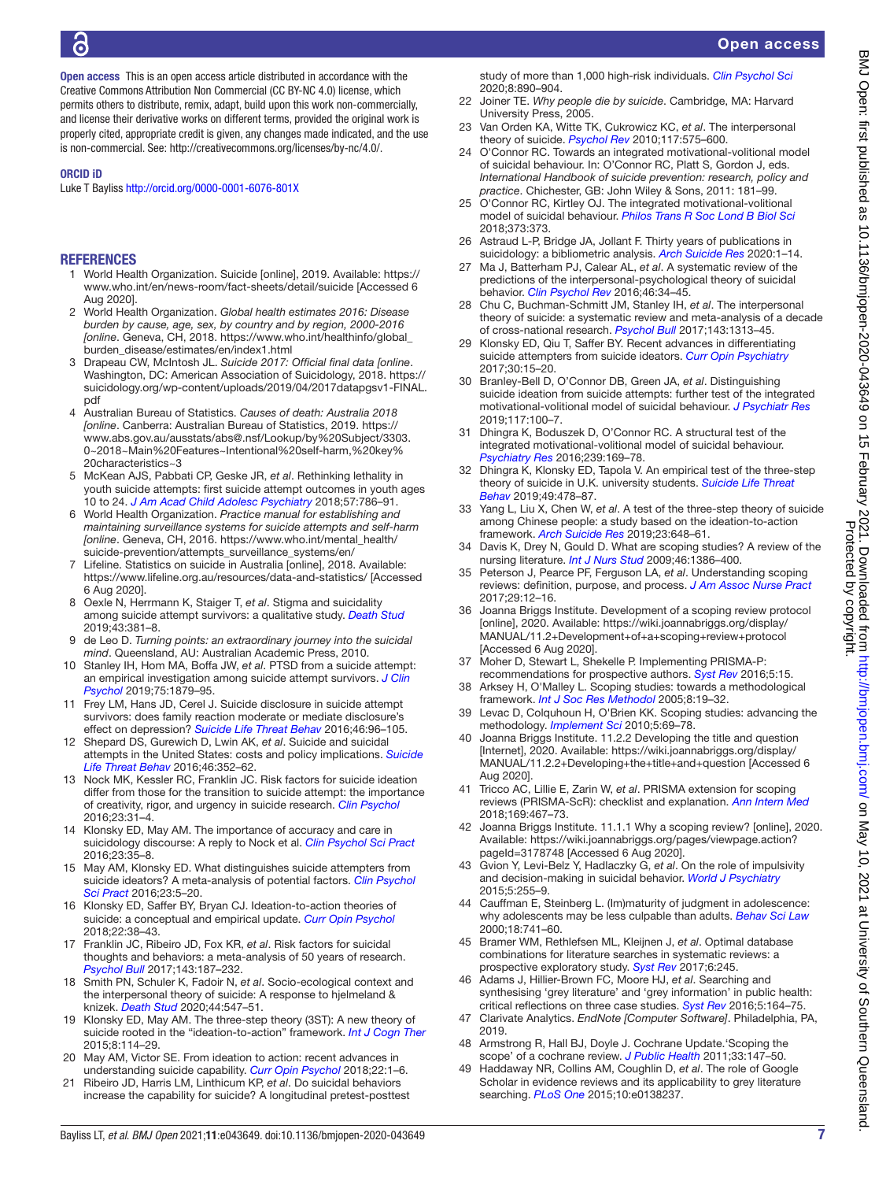**Open access** This is an open access article distributed in accordance with the Creative Commons Attribution Non Commercial (CC BY-NC 4.0) license, which permits others to distribute, remix, adapt, build upon this work non-commercially, and license their derivative works on different terms, provided the original work is properly cited, appropriate credit is given, any changes made indicated, and the use is non-commercial. See: http://creativecommons.org/licenses/by-nc/4.0/.

**ORCID iD**

Luke T Bayliss http://orcid.org/0000-0001-6076-801X

## REFERENCES

1. World Health Organization. Suicide [online], 2019. Available: https://www.who.int/en/news-room/fact-sheets/detail/suicide [Accessed 6 Aug 2020].
2. World Health Organization. *Global health estimates 2016: Disease burden by cause, age, sex, by country and by region, 2000-2016 [online*. Geneva, CH, 2018. https://www.who.int/healthinfo/global_burden_disease/estimates/en/index1.html
3. Drapeau CW, McIntosh JL. *Suicide 2017: Official final data [online*. Washington, DC: American Association of Suicidology, 2018. https://suicidology.org/wp-content/uploads/2019/04/2017datapgsv1-FINAL.pdf
4. Australian Bureau of Statistics. *Causes of death: Australia 2018 [online*. Canberra: Australian Bureau of Statistics, 2019. https://www.abs.gov.au/ausstats/abs@.nsf/Lookup/by%20Subject/3303.0~2018~Main%20Features~Intentional%20self-harm,%20key%20characteristics~3
5. McKean AJS, Pabbati CP, Geske JR, *et al*. Rethinking lethality in youth suicide attempts: first suicide attempt outcomes in youth ages 10 to 24. *J Am Acad Child Adolesc Psychiatry* 2018;57:786–91.
6. World Health Organization. *Practice manual for establishing and maintaining surveillance systems for suicide attempts and self-harm [online*. Geneva, CH, 2016. https://www.who.int/mental_health/suicide-prevention/attempts_surveillance_systems/en/
7. Lifeline. Statistics on suicide in Australia [online], 2018. Available: https://www.lifeline.org.au/resources/data-and-statistics/ [Accessed 6 Aug 2020].
8. Oexle N, Herrmann K, Staiger T, *et al*. Stigma and suicidality among suicide attempt survivors: a qualitative study. *Death Stud* 2019;43:381–8.
9. de Leo D. *Turning points: an extraordinary journey into the suicidal mind*. Queensland, AU: Australian Academic Press, 2010.
10. Stanley IH, Hom MA, Boffa JW, *et al*. PTSD from a suicide attempt: an empirical investigation among suicide attempt survivors. *J Clin Psychol* 2019;75:1879–95.
11. Frey LM, Hans JD, Cerel J. Suicide disclosure in suicide attempt survivors: does family reaction moderate or mediate disclosure's effect on depression? *Suicide Life Threat Behav* 2016;46:96–105.
12. Shepard DS, Gurewich D, Lwin AK, *et al*. Suicide and suicidal attempts in the United States: costs and policy implications. *Suicide Life Threat Behav* 2016;46:352–62.
13. Nock MK, Kessler RC, Franklin JC. Risk factors for suicide ideation differ from those for the transition to suicide attempt: the importance of creativity, rigor, and urgency in suicide research. *Clin Psychol* 2016;23:31–4.
14. Klonsky ED, May AM. The importance of accuracy and care in suicidology discourse: A reply to Nock et al. *Clin Psychol Sci Pract* 2016;23:35–8.
15. May AM, Klonsky ED. What distinguishes suicide attempters from suicide ideators? A meta-analysis of potential factors. *Clin Psychol Sci Pract* 2016;23:5–20.
16. Klonsky ED, Saffer BY, Bryan CJ. Ideation-to-action theories of suicide: a conceptual and empirical update. *Curr Opin Psychol* 2018;22:38–43.
17. Franklin JC, Ribeiro JD, Fox KR, *et al*. Risk factors for suicidal thoughts and behaviors: a meta-analysis of 50 years of research. *Psychol Bull* 2017;143:187–232.
18. Smith PN, Schuler K, Fadoir N, *et al*. Socio-ecological context and the interpersonal theory of suicide: A response to hjelmeland & knizek. *Death Stud* 2020;44:547–51.
19. Klonsky ED, May AM. The three-step theory (3ST): A new theory of suicide rooted in the "ideation-to-action" framework. *Int J Cogn Ther* 2015;8:114–29.
20. May AM, Victor SE. From ideation to action: recent advances in understanding suicide capability. *Curr Opin Psychol* 2018;22:1–6.
21. Ribeiro JD, Harris LM, Linthicum KP, *et al*. Do suicidal behaviors increase the capability for suicide? A longitudinal pretest-posttest study of more than 1,000 high-risk individuals. *Clin Psychol Sci* 2020;8:890–904.
22. Joiner TE. *Why people die by suicide*. Cambridge, MA: Harvard University Press, 2005.
23. Van Orden KA, Witte TK, Cukrowicz KC, *et al*. The interpersonal theory of suicide. *Psychol Rev* 2010;117:575–600.
24. O'Connor RC. Towards an integrated motivational-volitional model of suicidal behaviour. In: O'Connor RC, Platt S, Gordon J, eds. *International Handbook of suicide prevention: research, policy and practice*. Chichester, GB: John Wiley & Sons, 2011: 181–99.
25. O'Connor RC, Kirtley OJ. The integrated motivational-volitional model of suicidal behaviour. *Philos Trans R Soc Lond B Biol Sci* 2018;373:373.
26. Astraud L-P, Bridge JA, Jollant F. Thirty years of publications in suicidology: a bibliometric analysis. *Arch Suicide Res* 2020:1–14.
27. Ma J, Batterham PJ, Calear AL, *et al*. A systematic review of the predictions of the interpersonal-psychological theory of suicidal behavior. *Clin Psychol Rev* 2016;46:34–45.
28. Chu C, Buchman-Schmitt JM, Stanley IH, *et al*. The interpersonal theory of suicide: a systematic review and meta-analysis of a decade of cross-national research. *Psychol Bull* 2017;143:1313–45.
29. Klonsky ED, Qiu T, Saffer BY. Recent advances in differentiating suicide attempters from suicide ideators. *Curr Opin Psychiatry* 2017;30:15–20.
30. Branley-Bell D, O'Connor DB, Green JA, *et al*. Distinguishing suicide ideation from suicide attempts: further test of the integrated motivational-volitional model of suicidal behaviour. *J Psychiatr Res* 2019;117:100–7.
31. Dhingra K, Boduszek D, O'Connor RC. A structural test of the integrated motivational-volitional model of suicidal behaviour. *Psychiatry Res* 2016;239:169–78.
32. Dhingra K, Klonsky ED, Tapola V. An empirical test of the three-step theory of suicide in U.K. university students. *Suicide Life Threat Behav* 2019;49:478–87.
33. Yang L, Liu X, Chen W, *et al*. A test of the three-step theory of suicide among Chinese people: a study based on the ideation-to-action framework. *Arch Suicide Res* 2019;23:648–61.
34. Davis K, Drey N, Gould D. What are scoping studies? A review of the nursing literature. *Int J Nurs Stud* 2009;46:1386–400.
35. Peterson J, Pearce PF, Ferguson LA, *et al*. Understanding scoping reviews: definition, purpose, and process. *J Am Assoc Nurse Pract* 2017;29:12–16.
36. Joanna Briggs Institute. Development of a scoping review protocol [online], 2020. Available: https://wiki.joannabriggs.org/display/MANUAL/11.2+Development+of+a+scoping+review+protocol [Accessed 6 Aug 2020].
37. Moher D, Stewart L, Shekelle P. Implementing PRISMA-P: recommendations for prospective authors. *Syst Rev* 2016;5:15.
38. Arksey H, O'Malley L. Scoping studies: towards a methodological framework. *Int J Soc Res Methodol* 2005;8:19–32.
39. Levac D, Colquhoun H, O'Brien KK. Scoping studies: advancing the methodology. *Implement Sci* 2010;5:69–78.
40. Joanna Briggs Institute. 11.2.2 Developing the title and question [Internet], 2020. Available: https://wiki.joannabriggs.org/display/MANUAL/11.2.2+Developing+the+title+and+question [Accessed 6 Aug 2020].
41. Tricco AC, Lillie E, Zarin W, *et al*. PRISMA extension for scoping reviews (PRISMA-ScR): checklist and explanation. *Ann Intern Med* 2018;169:467–73.
42. Joanna Briggs Institute. 11.1.1 Why a scoping review? [online], 2020. Available: https://wiki.joannabriggs.org/pages/viewpage.action?pageId=3178748 [Accessed 6 Aug 2020].
43. Gvion Y, Levi-Belz Y, Hadlaczky G, *et al*. On the role of impulsivity and decision-making in suicidal behavior. *World J Psychiatry* 2015;5:255–9.
44. Cauffman E, Steinberg L. (Im)maturity of judgment in adolescence: why adolescents may be less culpable than adults. *Behav Sci Law* 2000;18:741–60.
45. Bramer WM, Rethlefsen ML, Kleijnen J, *et al*. Optimal database combinations for literature searches in systematic reviews: a prospective exploratory study. *Syst Rev* 2017;6:245.
46. Adams J, Hillier-Brown FC, Moore HJ, *et al*. Searching and synthesising 'grey literature' and 'grey information' in public health: critical reflections on three case studies. *Syst Rev* 2016;5:164–75.
47. Clarivate Analytics. *EndNote [Computer Software]*. Philadelphia, PA, 2019.
48. Armstrong R, Hall BJ, Doyle J. Cochrane Update.'Scoping the scope' of a cochrane review. *J Public Health* 2011;33:147–50.
49. Haddaway NR, Collins AM, Coughlin D, *et al*. The role of Google Scholar in evidence reviews and its applicability to grey literature searching. *PLoS One* 2015;10:e0138237.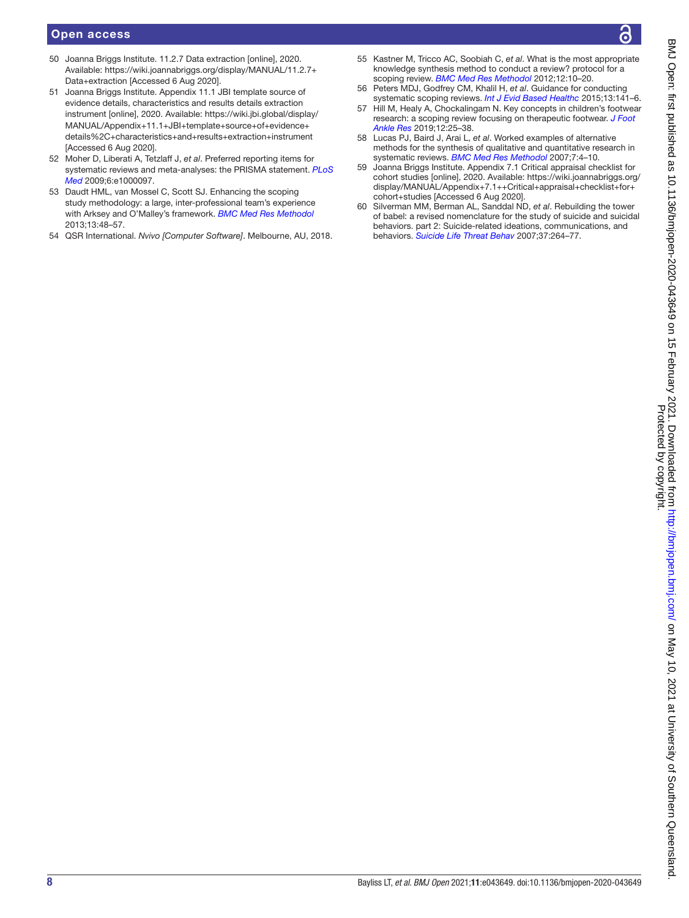50 Joanna Briggs Institute. 11.2.7 Data extraction [online], 2020. Available: https://wiki.joannabriggs.org/display/MANUAL/11.2.7+Data+extraction [Accessed 6 Aug 2020].

51 Joanna Briggs Institute. Appendix 11.1 JBI template source of evidence details, characteristics and results details extraction instrument [online], 2020. Available: https://wiki.jbi.global/display/MANUAL/Appendix+11.1+JBI+template+source+of+evidence+details%2C+characteristics+and+results+extraction+instrument [Accessed 6 Aug 2020].

52 Moher D, Liberati A, Tetzlaff J, *et al*. Preferred reporting items for systematic reviews and meta-analyses: the PRISMA statement. *PLoS Med* 2009;6:e1000097.

53 Daudt HML, van Mossel C, Scott SJ. Enhancing the scoping study methodology: a large, inter-professional team's experience with Arksey and O'Malley's framework. *BMC Med Res Methodol* 2013;13:48–57.

54 QSR International. *Nvivo [Computer Software]*. Melbourne, AU, 2018.

55 Kastner M, Tricco AC, Soobiah C, *et al*. What is the most appropriate knowledge synthesis method to conduct a review? protocol for a scoping review. *BMC Med Res Methodol* 2012;12:10–20.

56 Peters MDJ, Godfrey CM, Khalil H, *et al*. Guidance for conducting systematic scoping reviews. *Int J Evid Based Healthc* 2015;13:141–6.

57 Hill M, Healy A, Chockalingam N. Key concepts in children's footwear research: a scoping review focusing on therapeutic footwear. *J Foot Ankle Res* 2019;12:25–38.

58 Lucas PJ, Baird J, Arai L, *et al*. Worked examples of alternative methods for the synthesis of qualitative and quantitative research in systematic reviews. *BMC Med Res Methodol* 2007;7:4–10.

59 Joanna Briggs Institute. Appendix 7.1 Critical appraisal checklist for cohort studies [online], 2020. Available: https://wiki.joannabriggs.org/display/MANUAL/Appendix+7.1++Critical+appraisal+checklist+for+cohort+studies [Accessed 6 Aug 2020].

60 Silverman MM, Berman AL, Sanddal ND, *et al*. Rebuilding the tower of babel: a revised nomenclature for the study of suicide and suicidal behaviors. part 2: Suicide-related ideations, communications, and behaviors. *Suicide Life Threat Behav* 2007;37:264–77.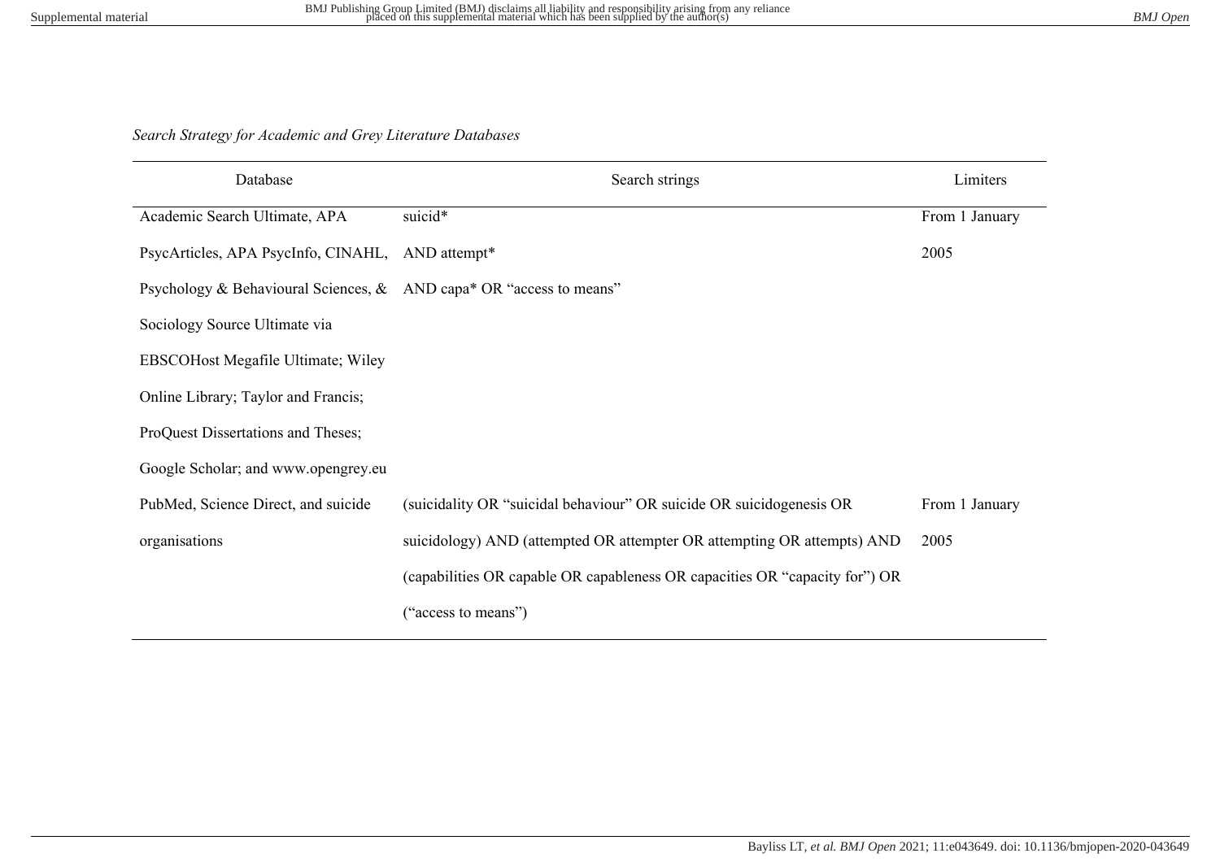*Search Strategy for Academic and Grey Literature Databases*

| Database | Search strings | Limiters |
|---|---|---|
| Academic Search Ultimate, APA PsycArticles, APA PsycInfo, CINAHL, Psychology & Behavioural Sciences, & Sociology Source Ultimate via EBSCOHost Megafile Ultimate; Wiley Online Library; Taylor and Francis; ProQuest Dissertations and Theses; Google Scholar; and www.opengrey.eu | suicid* AND attempt* AND capa* OR "access to means" | From 1 January 2005 |
| PubMed, Science Direct, and suicide organisations | (suicidality OR "suicidal behaviour" OR suicide OR suicidogenesis OR suicidology) AND (attempted OR attempter OR attempting OR attempts) AND (capabilities OR capable OR capableness OR capacities OR "capacity for") OR ("access to means") | From 1 January 2005 |